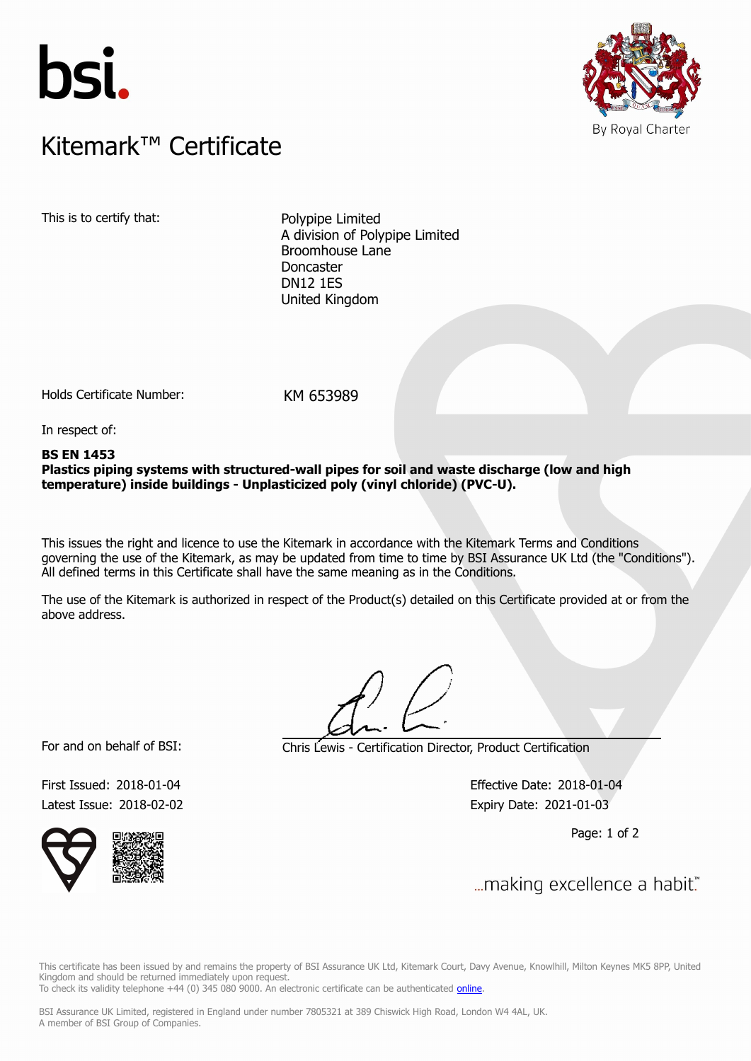bsi.

# Kitemark™ Certificate

By Royal Charter

This is to certify that:

Polypipe Limited
A division of Polypipe Limited
Broomhouse Lane
Doncaster
DN12 1ES
United Kingdom

Holds Certificate Number: KM 653989

In respect of:

**BS EN 1453**
**Plastics piping systems with structured-wall pipes for soil and waste discharge (low and high temperature) inside buildings - Unplasticized poly (vinyl chloride) (PVC-U).**

This issues the right and licence to use the Kitemark in accordance with the Kitemark Terms and Conditions governing the use of the Kitemark, as may be updated from time to time by BSI Assurance UK Ltd (the "Conditions"). All defined terms in this Certificate shall have the same meaning as in the Conditions.

The use of the Kitemark is authorized in respect of the Product(s) detailed on this Certificate provided at or from the above address.

For and on behalf of BSI: Chris Lewis - Certification Director, Product Certification

First Issued: 2018-01-04
Latest Issue: 2018-02-02

Effective Date: 2018-01-04
Expiry Date: 2021-01-03

...making excellence a habit.™

This certificate has been issued by and remains the property of BSI Assurance UK Ltd, Kitemark Court, Davy Avenue, Knowlhill, Milton Keynes MK5 8PP, United Kingdom and should be returned immediately upon request.
To check its validity telephone +44 (0) 345 080 9000. An electronic certificate can be authenticated online.

BSI Assurance UK Limited, registered in England under number 7805321 at 389 Chiswick High Road, London W4 4AL, UK.
A member of BSI Group of Companies.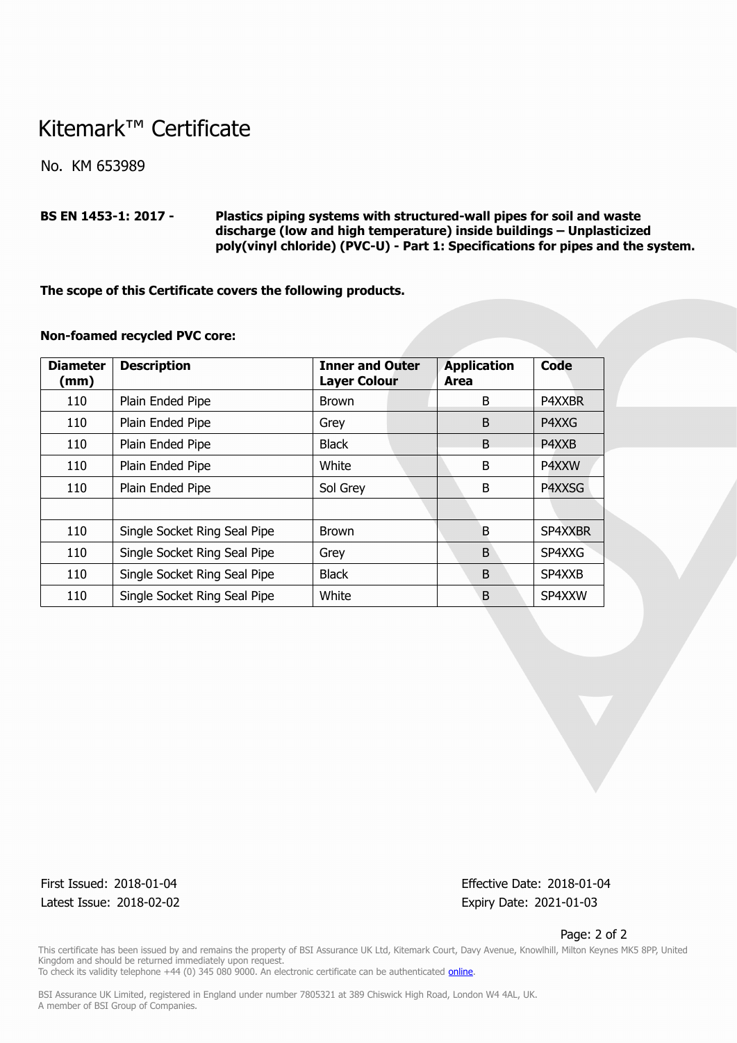# Kitemark™ Certificate

No. KM 653989

**BS EN 1453-1: 2017 -** **Plastics piping systems with structured-wall pipes for soil and waste discharge (low and high temperature) inside buildings – Unplasticized poly(vinyl chloride) (PVC-U) - Part 1: Specifications for pipes and the system.**

**The scope of this Certificate covers the following products.**

**Non-foamed recycled PVC core:**

| Diameter (mm) | Description | Inner and Outer Layer Colour | Application Area | Code |
|---|---|---|---|---|
| 110 | Plain Ended Pipe | Brown | B | P4XXBR |
| 110 | Plain Ended Pipe | Grey | B | P4XXG |
| 110 | Plain Ended Pipe | Black | B | P4XXB |
| 110 | Plain Ended Pipe | White | B | P4XXW |
| 110 | Plain Ended Pipe | Sol Grey | B | P4XXSG |
| | | | | |
| 110 | Single Socket Ring Seal Pipe | Brown | B | SP4XXBR |
| 110 | Single Socket Ring Seal Pipe | Grey | B | SP4XXG |
| 110 | Single Socket Ring Seal Pipe | Black | B | SP4XXB |
| 110 | Single Socket Ring Seal Pipe | White | B | SP4XXW |

First Issued: 2018-01-04
Latest Issue: 2018-02-02

Effective Date: 2018-01-04
Expiry Date: 2021-01-03

This certificate has been issued by and remains the property of BSI Assurance UK Ltd, Kitemark Court, Davy Avenue, Knowlhill, Milton Keynes MK5 8PP, United Kingdom and should be returned immediately upon request.
To check its validity telephone +44 (0) 345 080 9000. An electronic certificate can be authenticated online.

BSI Assurance UK Limited, registered in England under number 7805321 at 389 Chiswick High Road, London W4 4AL, UK.
A member of BSI Group of Companies.